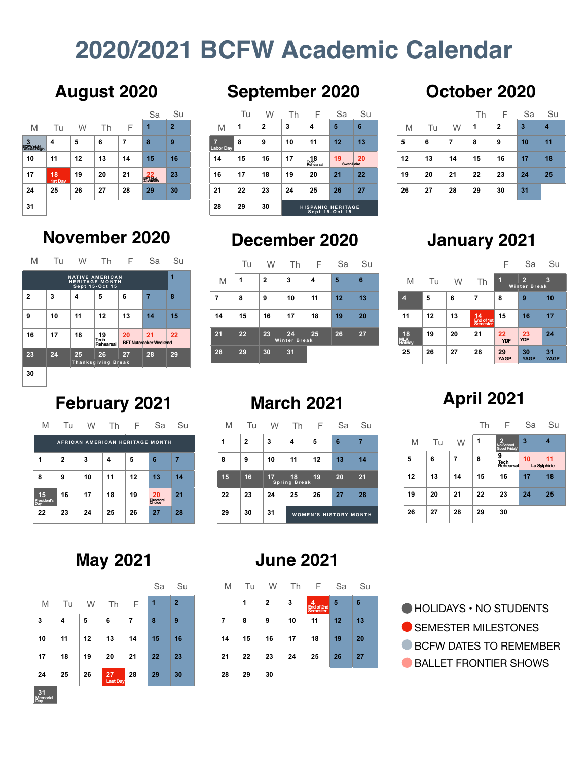# 2020/2021 BCFW Academic Calendar

## August 2020

| M | Tu | W | Th | F | Sa | Su |
|---|---|---|---|---|---|---|
| | | | | | 1 | 2 |
| 3 BCFW night Classes Begin | 4 | 5 | 6 | 7 | 8 | 9 |
| 10 | 11 | 12 | 13 | 14 | 15 | 16 |
| 17 | 18 1st Day | 19 | 20 | 21 | 22 BFT Nut. Auditions | 23 |
| 24 | 25 | 26 | 27 | 28 | 29 | 30 |
| 31 | | | | | | |

## September 2020

| M | Tu | W | Th | F | Sa | Su |
|---|---|---|---|---|---|---|
| | 1 | 2 | 3 | 4 | 5 | 6 |
| 7 Labor Day | 8 | 9 | 10 | 11 | 12 | 13 |
| 14 | 15 | 16 | 17 | 18 Tech Rehearsal | 19 Swan Lake | 20 Swan Lake |
| 16 | 17 | 18 | 19 | 20 | 21 | 22 |
| 21 | 22 | 23 | 24 | 25 | 26 | 27 |
| 28 | 29 | 30 | HISPANIC HERITAGE Sept 15-Oct 15 | | | |

## October 2020

| M | Tu | W | Th | F | Sa | Su |
|---|---|---|---|---|---|---|
| | | | 1 | 2 | 3 | 4 |
| 5 | 6 | 7 | 8 | 9 | 10 | 11 |
| 12 | 13 | 14 | 15 | 16 | 17 | 18 |
| 19 | 20 | 21 | 22 | 23 | 24 | 25 |
| 26 | 27 | 28 | 29 | 30 | 31 | |

## November 2020

| M | Tu | W | Th | F | Sa | Su |
|---|---|---|---|---|---|---|
| NATIVE AMERICAN HERITAGE MONTH Sept 15-Oct 15 | | | | | | 1 |
| 2 | 3 | 4 | 5 | 6 | 7 | 8 |
| 9 | 10 | 11 | 12 | 13 | 14 | 15 |
| 16 | 17 | 18 | 19 Tech Rehearsal | 20 BFT Nutcracker Weekend | 21 | 22 |
| 23 Thanksgiving Break | 24 | 25 | 26 | 27 | 28 | 29 |
| 30 | | | | | | |

## December 2020

| M | Tu | W | Th | F | Sa | Su |
|---|---|---|---|---|---|---|
| | 1 | 2 | 3 | 4 | 5 | 6 |
| 7 | 8 | 9 | 10 | 11 | 12 | 13 |
| 14 | 15 | 16 | 17 | 18 | 19 | 20 |
| 21 Winter Break | 22 | 23 | 24 | 25 | 26 | 27 |
| 28 | 29 | 30 | 31 | | | |

## January 2021

| M | Tu | W | Th | F | Sa | Su |
|---|---|---|---|---|---|---|
| | | | | 1 Winter Break | 2 | 3 |
| 4 | 5 | 6 | 7 | 8 | 9 | 10 |
| 11 | 12 | 13 | 14 End of 1st Semester | 15 | 16 | 17 |
| 18 MLK Holiday | 19 | 20 | 21 | 22 YDF | 23 YDF | 24 |
| 25 | 26 | 27 | 28 | 29 YAGP | 30 YAGP | 31 YAGP |

## February 2021

| M | Tu | W | Th | F | Sa | Su |
|---|---|---|---|---|---|---|
| AFRICAN AMERICAN HERITAGE MONTH | | | | | | |
| 1 | 2 | 3 | 4 | 5 | 6 | 7 |
| 8 | 9 | 10 | 11 | 12 | 13 | 14 |
| 15 President's Day | 16 | 17 | 18 | 19 | 20 Directors' Choice | 21 |
| 22 | 23 | 24 | 25 | 26 | 27 | 28 |

## March 2021

| M | Tu | W | Th | F | Sa | Su |
|---|---|---|---|---|---|---|
| 1 | 2 | 3 | 4 | 5 | 6 | 7 |
| 8 | 9 | 10 | 11 | 12 | 13 | 14 |
| 15 Spring Break | 16 | 17 | 18 | 19 | 20 | 21 |
| 22 | 23 | 24 | 25 | 26 | 27 | 28 |
| 29 | 30 | 31 | WOMEN'S HISTORY MONTH | | | |

## April 2021

| M | Tu | W | Th | F | Sa | Su |
|---|---|---|---|---|---|---|
| | | | 1 | 2 No School Good Friday | 3 | 4 |
| 5 | 6 | 7 | 8 | 9 Tech Rehearsal | 10 La Sylphide | 11 La Sylphide |
| 12 | 13 | 14 | 15 | 16 | 17 | 18 |
| 19 | 20 | 21 | 22 | 23 | 24 | 25 |
| 26 | 27 | 28 | 29 | 30 | | |

## May 2021

| M | Tu | W | Th | F | Sa | Su |
|---|---|---|---|---|---|---|
| | | | | | 1 | 2 |
| 3 | 4 | 5 | 6 | 7 | 8 | 9 |
| 10 | 11 | 12 | 13 | 14 | 15 | 16 |
| 17 | 18 | 19 | 20 | 21 | 22 | 23 |
| 24 | 25 | 26 | 27 Last Day | 28 | 29 | 30 |
| 31 Memorial Day | | | | | | |

## June 2021

| M | Tu | W | Th | F | Sa | Su |
|---|---|---|---|---|---|---|
| | 1 | 2 | 3 | 4 End of 2nd Semester | 5 | 6 |
| 7 | 8 | 9 | 10 | 11 | 12 | 13 |
| 14 | 15 | 16 | 17 | 18 | 19 | 20 |
| 21 | 22 | 23 | 24 | 25 | 26 | 27 |
| 28 | 29 | 30 | | | | |

- HOLIDAYS • NO STUDENTS
- SEMESTER MILESTONES
- BCFW DATES TO REMEMBER
- BALLET FRONTIER SHOWS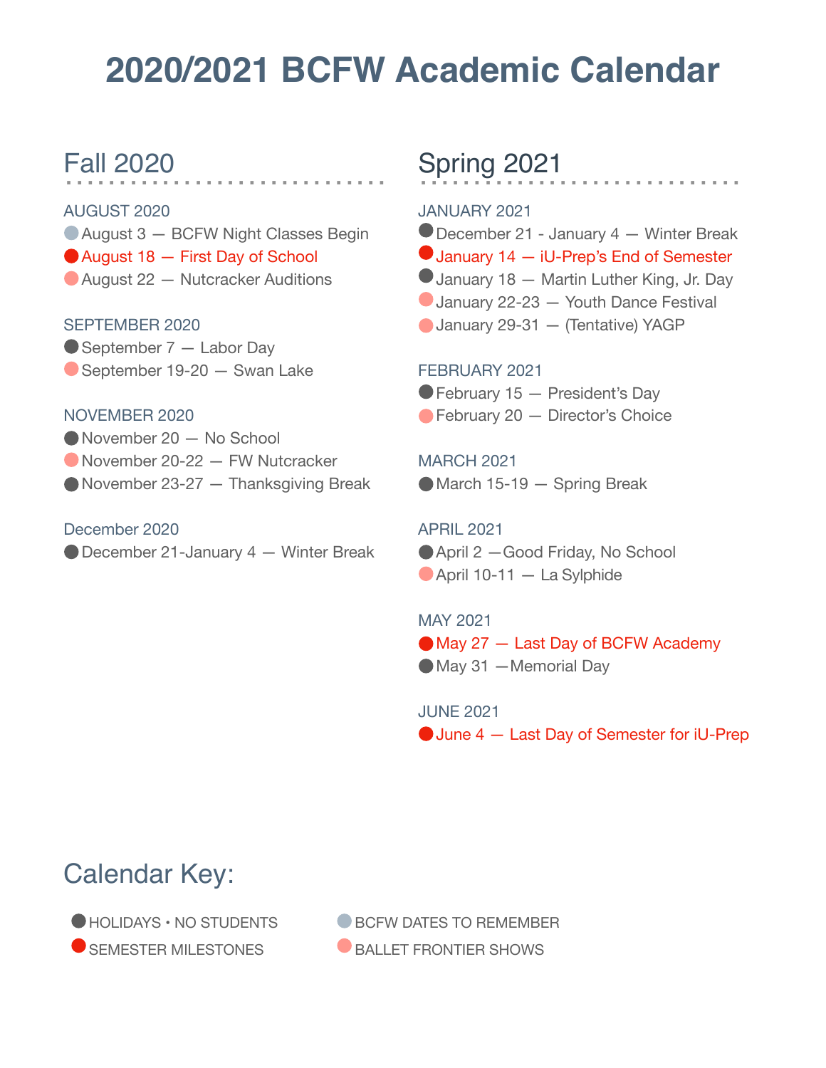# 2020/2021 BCFW Academic Calendar

## Fall 2020

### AUGUST 2020

- August 3 — BCFW Night Classes Begin
- August 18 — First Day of School
- August 22 — Nutcracker Auditions

### SEPTEMBER 2020

- September 7 — Labor Day
- September 19-20 — Swan Lake

### NOVEMBER 2020

- November 20 — No School
- November 20-22 — FW Nutcracker
- November 23-27 — Thanksgiving Break

### December 2020

- December 21-January 4 — Winter Break

## Spring 2021

### JANUARY 2021

- December 21 - January 4 — Winter Break
- January 14 — iU-Prep's End of Semester
- January 18 — Martin Luther King, Jr. Day
- January 22-23 — Youth Dance Festival
- January 29-31 — (Tentative) YAGP

### FEBRUARY 2021

- February 15 — President's Day
- February 20 — Director's Choice

### MARCH 2021

- March 15-19 — Spring Break

### APRIL 2021

- April 2 —Good Friday, No School
- April 10-11 — La Sylphide

### MAY 2021

- May 27 — Last Day of BCFW Academy
- May 31 —Memorial Day

### JUNE 2021

- June 4 — Last Day of Semester for iU-Prep

## Calendar Key:

- HOLIDAYS • NO STUDENTS
- SEMESTER MILESTONES
- BCFW DATES TO REMEMBER
- BALLET FRONTIER SHOWS